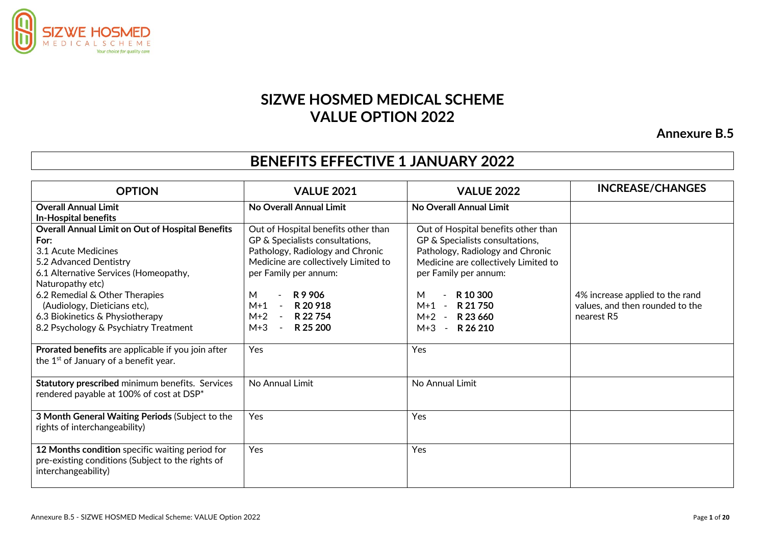# SIZWE HOSMED MEDICAL SCHEME
# VALUE OPTION 2022

**Annexure B.5**

## BENEFITS EFFECTIVE 1 JANUARY 2022

| OPTION | VALUE 2021 | VALUE 2022 | INCREASE/CHANGES |
|---|---|---|---|
| **Overall Annual Limit**<br>**In-Hospital benefits** | **No Overall Annual Limit** | **No Overall Annual Limit** | |
| **Overall Annual Limit on Out of Hospital Benefits For:**<br>3.1 Acute Medicines<br>5.2 Advanced Dentistry<br>6.1 Alternative Services (Homeopathy, Naturopathy etc)<br>6.2 Remedial & Other Therapies (Audiology, Dieticians etc),<br>6.3 Biokinetics & Physiotherapy<br>8.2 Psychology & Psychiatry Treatment | Out of Hospital benefits other than GP & Specialists consultations, Pathology, Radiology and Chronic Medicine are collectively Limited to per Family per annum:<br>M - **R 9 906**<br>M+1 - **R 20 918**<br>M+2 - **R 22 754**<br>M+3 - **R 25 200** | Out of Hospital benefits other than GP & Specialists consultations, Pathology, Radiology and Chronic Medicine are collectively Limited to per Family per annum:<br>M - **R 10 300**<br>M+1 - **R 21 750**<br>M+2 - **R 23 660**<br>M+3 - **R 26 210** | 4% increase applied to the rand values, and then rounded to the nearest R5 |
| **Prorated benefits** are applicable if you join after the 1st of January of a benefit year. | Yes | Yes | |
| **Statutory prescribed** minimum benefits. Services rendered payable at 100% of cost at DSP* | No Annual Limit | No Annual Limit | |
| **3 Month General Waiting Periods** (Subject to the rights of interchangeability) | Yes | Yes | |
| **12 Months condition** specific waiting period for pre-existing conditions (Subject to the rights of interchangeability) | Yes | Yes | |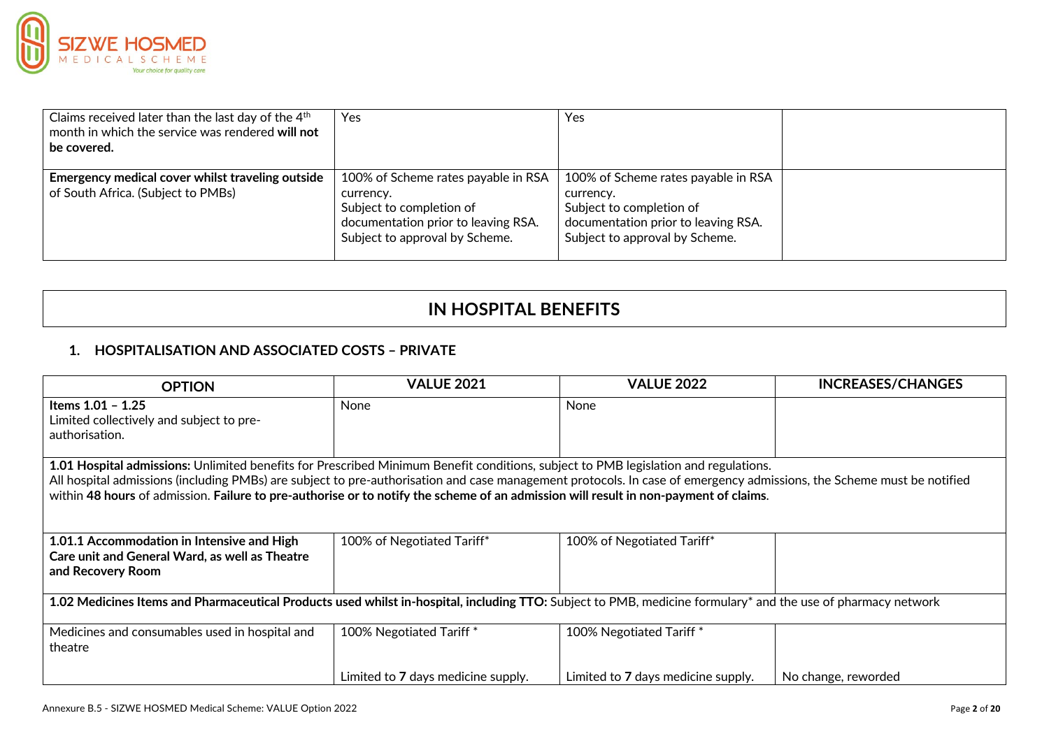| | | | |
|---|---|---|---|
| Claims received later than the last day of the 4th month in which the service was rendered **will not be covered.** | Yes | Yes | |
| **Emergency medical cover whilst traveling outside** of South Africa. (Subject to PMBs) | 100% of Scheme rates payable in RSA currency.<br>Subject to completion of documentation prior to leaving RSA.<br>Subject to approval by Scheme. | 100% of Scheme rates payable in RSA currency.<br>Subject to completion of documentation prior to leaving RSA.<br>Subject to approval by Scheme. | |

# IN HOSPITAL BENEFITS

## 1. HOSPITALISATION AND ASSOCIATED COSTS – PRIVATE

| OPTION | VALUE 2021 | VALUE 2022 | INCREASES/CHANGES |
|---|---|---|---|
| **Items 1.01 – 1.25**<br>Limited collectively and subject to pre-authorisation. | None | None | |
| **1.01 Hospital admissions:** Unlimited benefits for Prescribed Minimum Benefit conditions, subject to PMB legislation and regulations.<br>All hospital admissions (including PMBs) are subject to pre-authorisation and case management protocols. In case of emergency admissions, the Scheme must be notified within **48 hours** of admission. **Failure to pre-authorise or to notify the scheme of an admission will result in non-payment of claims**. | | | |
| **1.01.1 Accommodation in Intensive and High Care unit and General Ward, as well as Theatre and Recovery Room** | 100% of Negotiated Tariff* | 100% of Negotiated Tariff* | |
| **1.02 Medicines Items and Pharmaceutical Products used whilst in-hospital, including TTO:** Subject to PMB, medicine formulary* and the use of pharmacy network | | | |
| Medicines and consumables used in hospital and theatre | 100% Negotiated Tariff *<br><br>Limited to **7** days medicine supply. | 100% Negotiated Tariff *<br><br>Limited to **7** days medicine supply. | No change, reworded |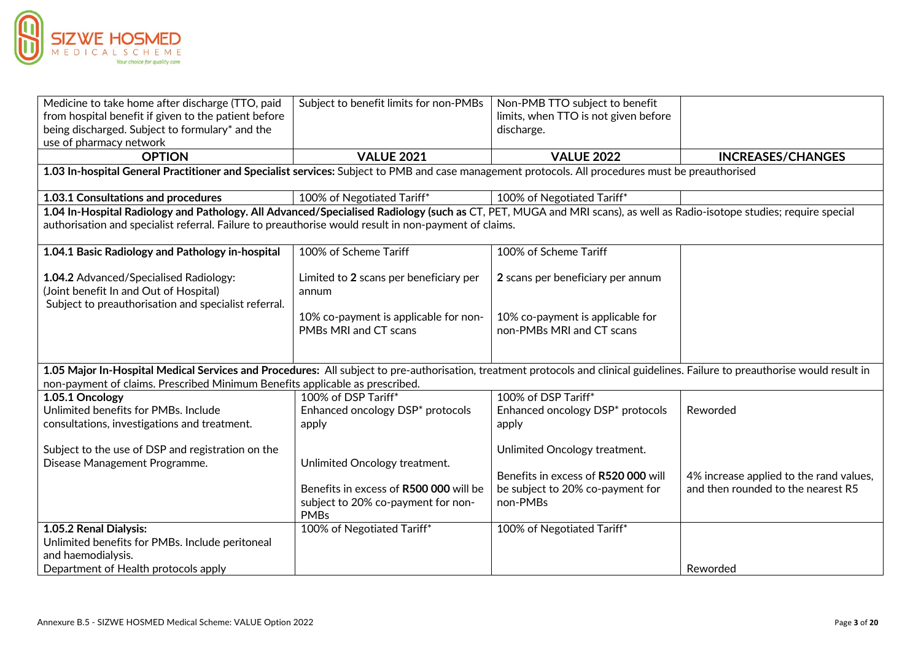| Medicine to take home after discharge (TTO, paid from hospital benefit if given to the patient before being discharged. Subject to formulary* and the use of pharmacy network | Subject to benefit limits for non-PMBs | Non-PMB TTO subject to benefit limits, when TTO is not given before discharge. | |
|---|---|---|---|
| **OPTION** | **VALUE 2021** | **VALUE 2022** | **INCREASES/CHANGES** |
| **1.03 In-hospital General Practitioner and Specialist services:** Subject to PMB and case management protocols. All procedures must be preauthorised | | | |
| **1.03.1 Consultations and procedures** | 100% of Negotiated Tariff* | 100% of Negotiated Tariff* | |
| **1.04 In-Hospital Radiology and Pathology. All Advanced/Specialised Radiology (such as** CT, PET, MUGA and MRI scans), as well as Radio-isotope studies; require special authorisation and specialist referral. Failure to preauthorise would result in non-payment of claims. | | | |
| **1.04.1 Basic Radiology and Pathology in-hospital**<br><br>**1.04.2** Advanced/Specialised Radiology: (Joint benefit In and Out of Hospital) Subject to preauthorisation and specialist referral. | 100% of Scheme Tariff<br><br>Limited to **2** scans per beneficiary per annum<br><br>10% co-payment is applicable for non-PMBs MRI and CT scans | 100% of Scheme Tariff<br><br>**2** scans per beneficiary per annum<br><br>10% co-payment is applicable for non-PMBs MRI and CT scans | |
| **1.05 Major In-Hospital Medical Services and Procedures:** All subject to pre-authorisation, treatment protocols and clinical guidelines. Failure to preauthorise would result in non-payment of claims. Prescribed Minimum Benefits applicable as prescribed. | | | |
| **1.05.1 Oncology**<br>Unlimited benefits for PMBs. Include consultations, investigations and treatment.<br><br>Subject to the use of DSP and registration on the Disease Management Programme. | 100% of DSP Tariff*<br>Enhanced oncology DSP* protocols apply<br><br>Unlimited Oncology treatment.<br><br>Benefits in excess of **R500 000** will be subject to 20% co-payment for non-PMBs | 100% of DSP Tariff*<br>Enhanced oncology DSP* protocols apply<br><br>Unlimited Oncology treatment.<br><br>Benefits in excess of **R520 000** will be subject to 20% co-payment for non-PMBs | Reworded<br><br>4% increase applied to the rand values, and then rounded to the nearest R5 |
| **1.05.2 Renal Dialysis:**<br>Unlimited benefits for PMBs. Include peritoneal and haemodialysis.<br>Department of Health protocols apply | 100% of Negotiated Tariff* | 100% of Negotiated Tariff* | Reworded |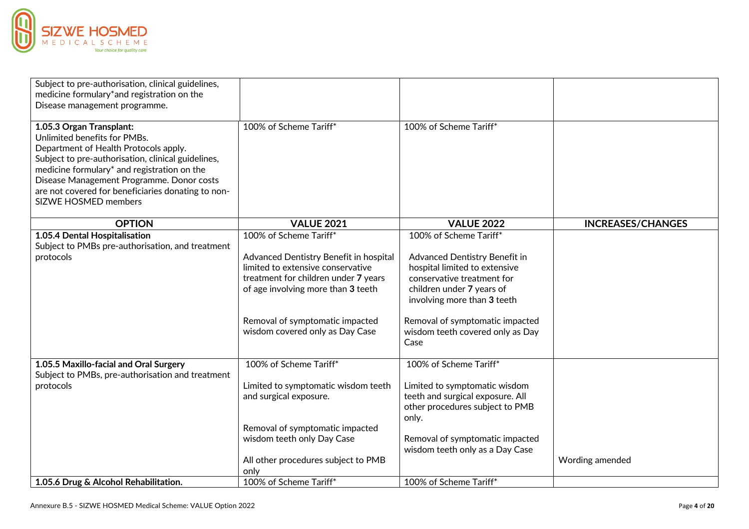| | | | |
|---|---|---|---|
| Subject to pre-authorisation, clinical guidelines, medicine formulary*and registration on the Disease management programme. | | | |
| **1.05.3 Organ Transplant:**<br>Unlimited benefits for PMBs.<br>Department of Health Protocols apply.<br>Subject to pre-authorisation, clinical guidelines, medicine formulary* and registration on the Disease Management Programme. Donor costs are not covered for beneficiaries donating to non-SIZWE HOSMED members | 100% of Scheme Tariff* | 100% of Scheme Tariff* | |
| **OPTION** | **VALUE 2021** | **VALUE 2022** | **INCREASES/CHANGES** |
| **1.05.4 Dental Hospitalisation**<br>Subject to PMBs pre-authorisation, and treatment protocols | 100% of Scheme Tariff*<br><br>Advanced Dentistry Benefit in hospital limited to extensive conservative treatment for children under **7** years of age involving more than **3** teeth<br><br>Removal of symptomatic impacted wisdom covered only as Day Case | 100% of Scheme Tariff*<br><br>Advanced Dentistry Benefit in hospital limited to extensive conservative treatment for children under **7** years of involving more than **3** teeth<br><br>Removal of symptomatic impacted wisdom teeth covered only as Day Case | |
| **1.05.5 Maxillo-facial and Oral Surgery**<br>Subject to PMBs, pre-authorisation and treatment protocols | 100% of Scheme Tariff*<br><br>Limited to symptomatic wisdom teeth and surgical exposure.<br><br>Removal of symptomatic impacted wisdom teeth only Day Case<br><br>All other procedures subject to PMB only | 100% of Scheme Tariff*<br><br>Limited to symptomatic wisdom teeth and surgical exposure. All other procedures subject to PMB only.<br><br>Removal of symptomatic impacted wisdom teeth only as a Day Case | Wording amended |
| **1.05.6 Drug & Alcohol Rehabilitation.** | 100% of Scheme Tariff* | 100% of Scheme Tariff* | |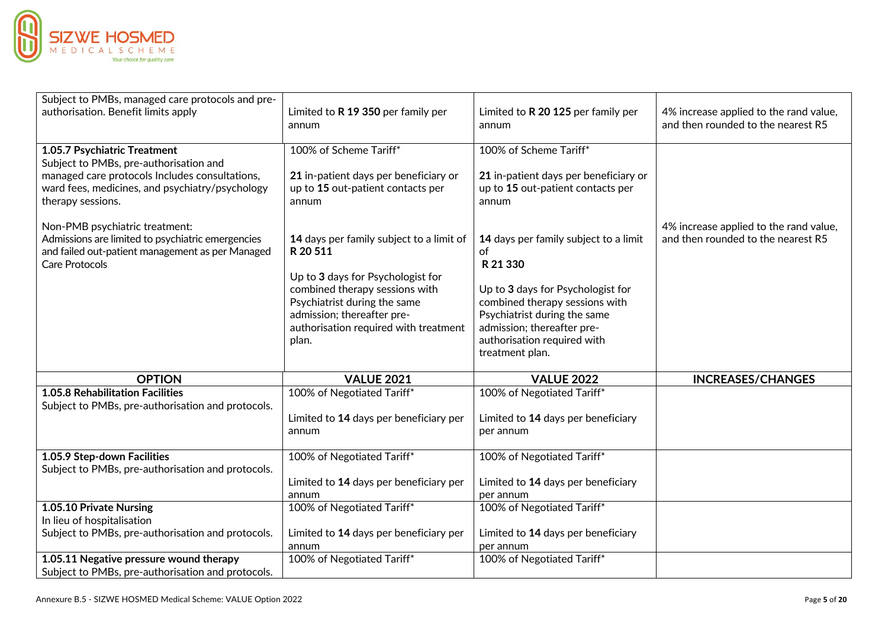| | | | |
|---|---|---|---|
| Subject to PMBs, managed care protocols and pre-authorisation. Benefit limits apply | Limited to **R 19 350** per family per annum | Limited to **R 20 125** per family per annum | 4% increase applied to the rand value, and then rounded to the nearest R5 |
| **1.05.7 Psychiatric Treatment**<br>Subject to PMBs, pre-authorisation and managed care protocols Includes consultations, ward fees, medicines, and psychiatry/psychology therapy sessions.<br><br>Non-PMB psychiatric treatment:<br>Admissions are limited to psychiatric emergencies and failed out-patient management as per Managed Care Protocols | 100% of Scheme Tariff*<br><br>**21** in-patient days per beneficiary or up to **15** out-patient contacts per annum<br><br>**14** days per family subject to a limit of **R 20 511**<br><br>Up to **3** days for Psychologist for combined therapy sessions with Psychiatrist during the same admission; thereafter pre-authorisation required with treatment plan. | 100% of Scheme Tariff*<br><br>**21** in-patient days per beneficiary or up to **15** out-patient contacts per annum<br><br>**14** days per family subject to a limit of **R 21 330**<br><br>Up to **3** days for Psychologist for combined therapy sessions with Psychiatrist during the same admission; thereafter pre-authorisation required with treatment plan. | 4% increase applied to the rand value, and then rounded to the nearest R5 |
| **OPTION** | **VALUE 2021** | **VALUE 2022** | **INCREASES/CHANGES** |
| **1.05.8 Rehabilitation Facilities**<br>Subject to PMBs, pre-authorisation and protocols. | 100% of Negotiated Tariff*<br><br>Limited to **14** days per beneficiary per annum | 100% of Negotiated Tariff*<br><br>Limited to **14** days per beneficiary per annum | |
| **1.05.9 Step-down Facilities**<br>Subject to PMBs, pre-authorisation and protocols. | 100% of Negotiated Tariff*<br><br>Limited to **14** days per beneficiary per annum | 100% of Negotiated Tariff*<br><br>Limited to **14** days per beneficiary per annum | |
| **1.05.10 Private Nursing**<br>In lieu of hospitalisation<br>Subject to PMBs, pre-authorisation and protocols. | 100% of Negotiated Tariff*<br><br>Limited to **14** days per beneficiary per annum | 100% of Negotiated Tariff*<br><br>Limited to **14** days per beneficiary per annum | |
| **1.05.11 Negative pressure wound therapy**<br>Subject to PMBs, pre-authorisation and protocols. | 100% of Negotiated Tariff* | 100% of Negotiated Tariff* | |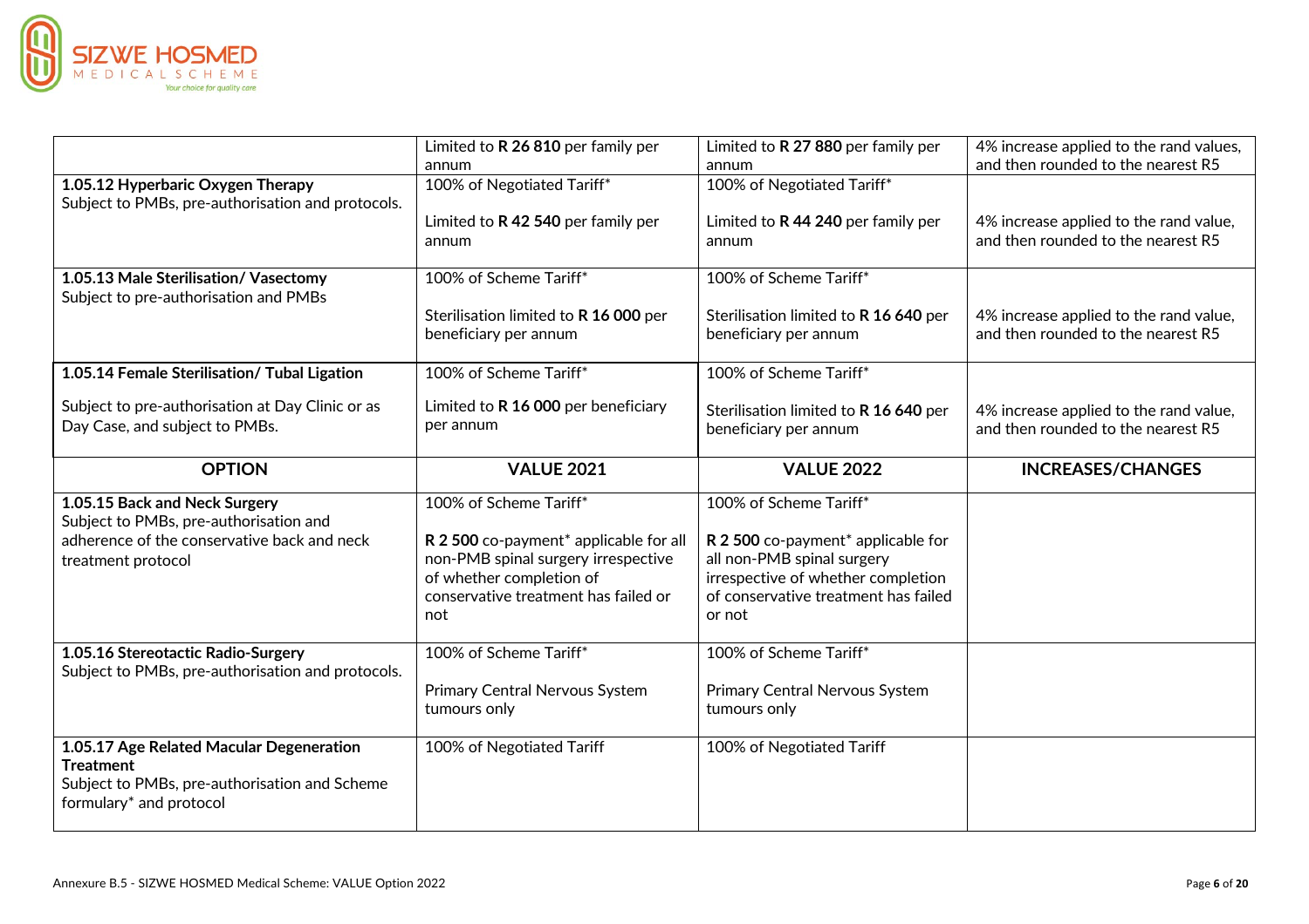| | | | |
|---|---|---|---|
| | Limited to **R 26 810** per family per annum | Limited to **R 27 880** per family per annum | 4% increase applied to the rand values, and then rounded to the nearest R5 |
| **1.05.12 Hyperbaric Oxygen Therapy**<br>Subject to PMBs, pre-authorisation and protocols. | 100% of Negotiated Tariff*<br><br>Limited to **R 42 540** per family per annum | 100% of Negotiated Tariff*<br><br>Limited to **R 44 240** per family per annum | <br><br>4% increase applied to the rand value, and then rounded to the nearest R5 |
| **1.05.13 Male Sterilisation/ Vasectomy**<br>Subject to pre-authorisation and PMBs | 100% of Scheme Tariff*<br><br>Sterilisation limited to **R 16 000** per beneficiary per annum | 100% of Scheme Tariff*<br><br>Sterilisation limited to **R 16 640** per beneficiary per annum | <br><br>4% increase applied to the rand value, and then rounded to the nearest R5 |
| **1.05.14 Female Sterilisation/ Tubal Ligation**<br><br>Subject to pre-authorisation at Day Clinic or as Day Case, and subject to PMBs. | 100% of Scheme Tariff*<br><br>Limited to **R 16 000** per beneficiary per annum | 100% of Scheme Tariff*<br><br>Sterilisation limited to **R 16 640** per beneficiary per annum | <br><br>4% increase applied to the rand value, and then rounded to the nearest R5 |
| **OPTION** | **VALUE 2021** | **VALUE 2022** | **INCREASES/CHANGES** |
| **1.05.15 Back and Neck Surgery**<br>Subject to PMBs, pre-authorisation and adherence of the conservative back and neck treatment protocol | 100% of Scheme Tariff*<br><br>**R 2 500** co-payment* applicable for all non-PMB spinal surgery irrespective of whether completion of conservative treatment has failed or not | 100% of Scheme Tariff*<br><br>**R 2 500** co-payment* applicable for all non-PMB spinal surgery irrespective of whether completion of conservative treatment has failed or not | |
| **1.05.16 Stereotactic Radio-Surgery**<br>Subject to PMBs, pre-authorisation and protocols. | 100% of Scheme Tariff*<br><br>Primary Central Nervous System tumours only | 100% of Scheme Tariff*<br><br>Primary Central Nervous System tumours only | |
| **1.05.17 Age Related Macular Degeneration Treatment**<br>Subject to PMBs, pre-authorisation and Scheme formulary* and protocol | 100% of Negotiated Tariff | 100% of Negotiated Tariff | |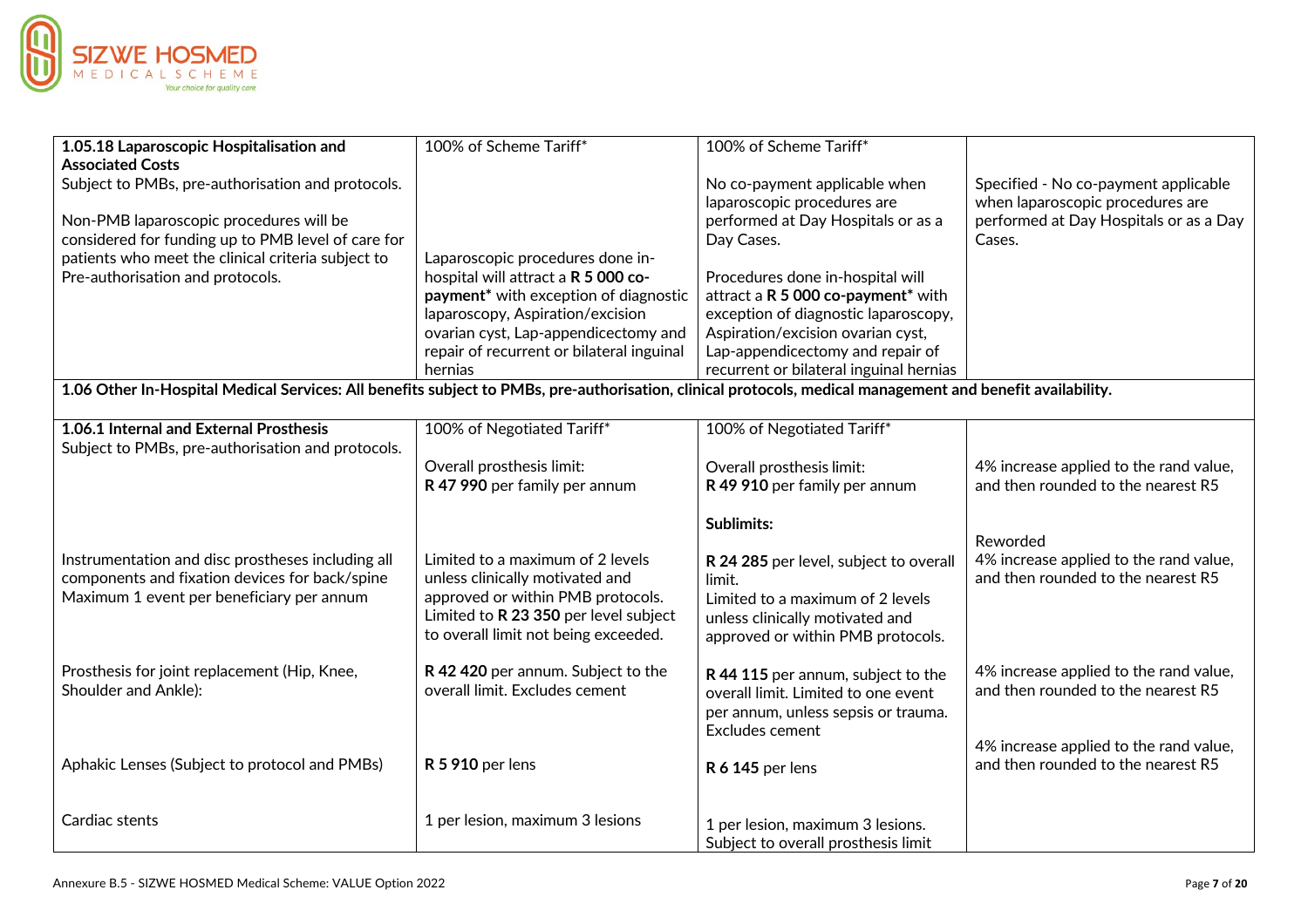| | | | |
|---|---|---|---|
| **1.05.18 Laparoscopic Hospitalisation and Associated Costs**<br>Subject to PMBs, pre-authorisation and protocols.<br><br>Non-PMB laparoscopic procedures will be considered for funding up to PMB level of care for patients who meet the clinical criteria subject to Pre-authorisation and protocols. | 100% of Scheme Tariff*<br><br>Laparoscopic procedures done in-hospital will attract a **R 5 000 co-payment*** with exception of diagnostic laparoscopy, Aspiration/excision ovarian cyst, Lap-appendicectomy and repair of recurrent or bilateral inguinal hernias | 100% of Scheme Tariff*<br><br>No co-payment applicable when laparoscopic procedures are performed at Day Hospitals or as a Day Cases.<br><br>Procedures done in-hospital will attract a **R 5 000 co-payment*** with exception of diagnostic laparoscopy, Aspiration/excision ovarian cyst, Lap-appendicectomy and repair of recurrent or bilateral inguinal hernias | Specified - No co-payment applicable when laparoscopic procedures are performed at Day Hospitals or as a Day Cases. |
| **1.06 Other In-Hospital Medical Services: All benefits subject to PMBs, pre-authorisation, clinical protocols, medical management and benefit availability.** | | | |
| **1.06.1 Internal and External Prosthesis**<br>Subject to PMBs, pre-authorisation and protocols. | 100% of Negotiated Tariff*<br><br>Overall prosthesis limit:<br>**R 47 990** per family per annum | 100% of Negotiated Tariff*<br><br>Overall prosthesis limit:<br>**R 49 910** per family per annum<br><br>**Sublimits:** | 4% increase applied to the rand value, and then rounded to the nearest R5 |
| Instrumentation and disc prostheses including all components and fixation devices for back/spine<br>Maximum 1 event per beneficiary per annum | Limited to a maximum of 2 levels unless clinically motivated and approved or within PMB protocols. Limited to **R 23 350** per level subject to overall limit not being exceeded. | **R 24 285** per level, subject to overall limit.<br>Limited to a maximum of 2 levels unless clinically motivated and approved or within PMB protocols. | Reworded<br>4% increase applied to the rand value, and then rounded to the nearest R5 |
| Prosthesis for joint replacement (Hip, Knee, Shoulder and Ankle): | **R 42 420** per annum. Subject to the overall limit. Excludes cement | **R 44 115** per annum, subject to the overall limit. Limited to one event per annum, unless sepsis or trauma. Excludes cement | 4% increase applied to the rand value, and then rounded to the nearest R5 |
| Aphakic Lenses (Subject to protocol and PMBs) | **R 5 910** per lens | **R 6 145** per lens | 4% increase applied to the rand value, and then rounded to the nearest R5 |
| Cardiac stents | 1 per lesion, maximum 3 lesions | 1 per lesion, maximum 3 lesions. Subject to overall prosthesis limit | |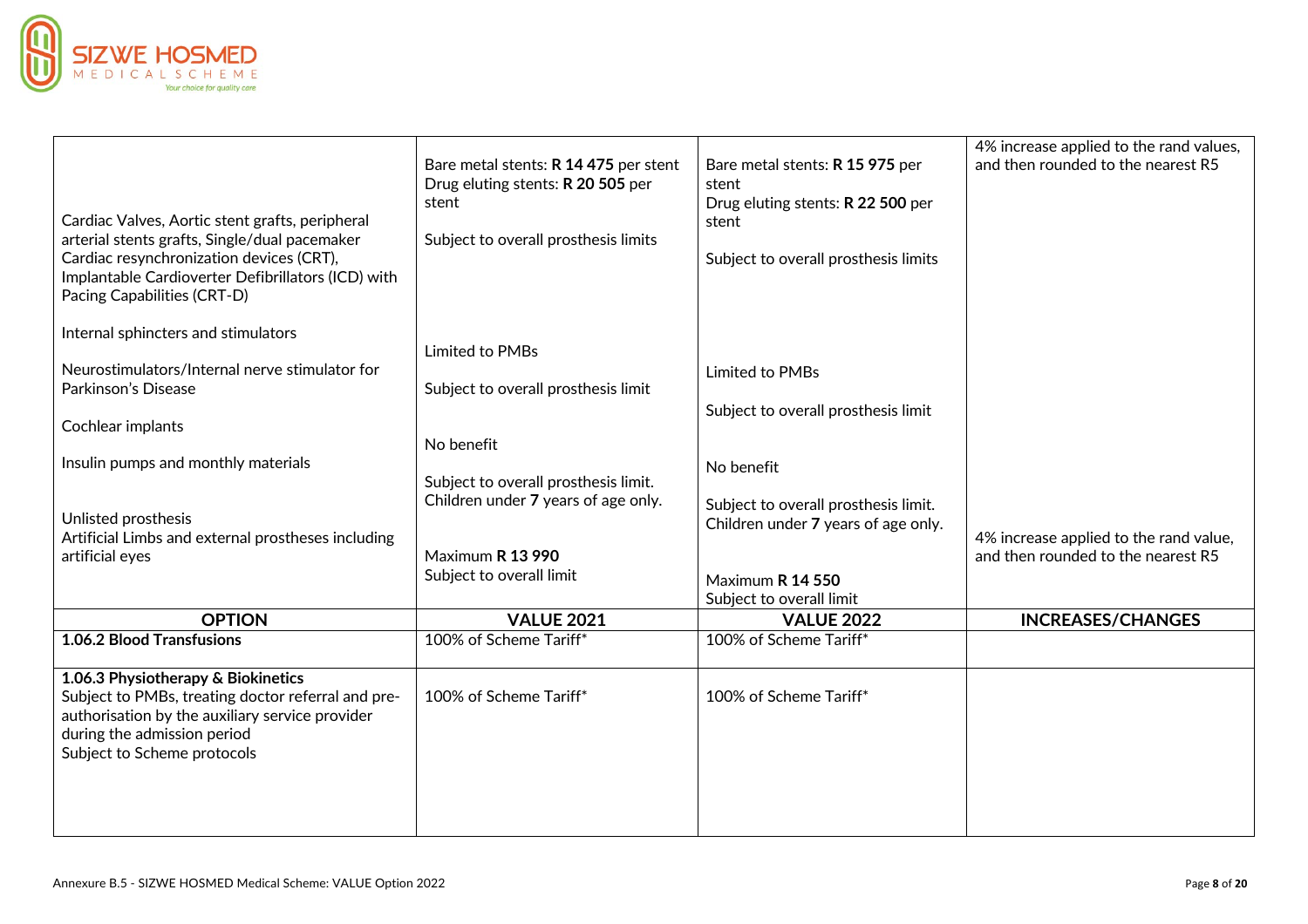| | | | |
|---|---|---|---|
| Cardiac Valves, Aortic stent grafts, peripheral arterial stents grafts, Single/dual pacemaker Cardiac resynchronization devices (CRT), Implantable Cardioverter Defibrillators (ICD) with Pacing Capabilities (CRT-D)<br><br>Internal sphincters and stimulators<br><br>Neurostimulators/Internal nerve stimulator for Parkinson's Disease<br><br>Cochlear implants<br><br>Insulin pumps and monthly materials<br><br>Unlisted prosthesis<br>Artificial Limbs and external prostheses including artificial eyes | Bare metal stents: **R 14 475** per stent<br>Drug eluting stents: **R 20 505** per stent<br><br>Subject to overall prosthesis limits<br><br>Limited to PMBs<br><br>Subject to overall prosthesis limit<br><br>No benefit<br><br>Subject to overall prosthesis limit. Children under **7** years of age only.<br><br>Maximum **R 13 990**<br>Subject to overall limit | Bare metal stents: **R 15 975** per stent<br>Drug eluting stents: **R 22 500** per stent<br><br>Subject to overall prosthesis limits<br><br>Limited to PMBs<br><br>Subject to overall prosthesis limit<br><br>No benefit<br><br>Subject to overall prosthesis limit. Children under **7** years of age only.<br><br>Maximum **R 14 550**<br>Subject to overall limit | 4% increase applied to the rand values, and then rounded to the nearest R5<br><br>4% increase applied to the rand value, and then rounded to the nearest R5 |
| **OPTION** | **VALUE 2021** | **VALUE 2022** | **INCREASES/CHANGES** |
| **1.06.2 Blood Transfusions** | 100% of Scheme Tariff* | 100% of Scheme Tariff* | |
| **1.06.3 Physiotherapy & Biokinetics**<br>Subject to PMBs, treating doctor referral and pre-authorisation by the auxiliary service provider during the admission period<br>Subject to Scheme protocols | 100% of Scheme Tariff* | 100% of Scheme Tariff* | |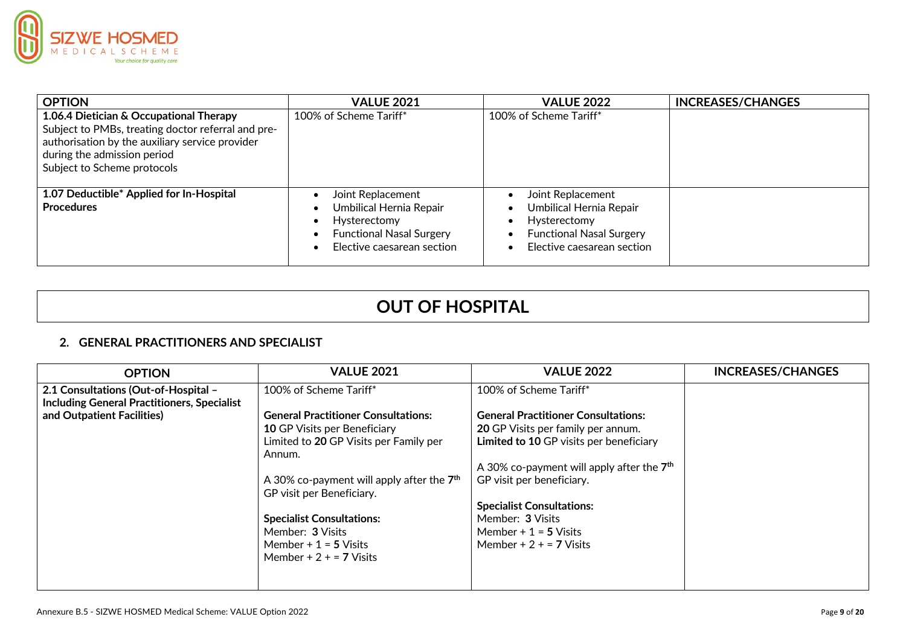| OPTION | VALUE 2021 | VALUE 2022 | INCREASES/CHANGES |
|---|---|---|---|
| **1.06.4 Dietician & Occupational Therapy**<br>Subject to PMBs, treating doctor referral and pre-authorisation by the auxiliary service provider during the admission period<br>Subject to Scheme protocols | 100% of Scheme Tariff* | 100% of Scheme Tariff* | |
| **1.07 Deductible* Applied for In-Hospital Procedures** | • Joint Replacement<br>• Umbilical Hernia Repair<br>• Hysterectomy<br>• Functional Nasal Surgery<br>• Elective caesarean section | • Joint Replacement<br>• Umbilical Hernia Repair<br>• Hysterectomy<br>• Functional Nasal Surgery<br>• Elective caesarean section | |

# OUT OF HOSPITAL

## 2. GENERAL PRACTITIONERS AND SPECIALIST

| OPTION | VALUE 2021 | VALUE 2022 | INCREASES/CHANGES |
|---|---|---|---|
| **2.1 Consultations (Out-of-Hospital – Including General Practitioners, Specialist and Outpatient Facilities)** | 100% of Scheme Tariff*<br><br>**General Practitioner Consultations:**<br>**10** GP Visits per Beneficiary<br>Limited to **20** GP Visits per Family per Annum.<br><br>A 30% co-payment will apply after the **7th** GP visit per Beneficiary.<br><br>**Specialist Consultations:**<br>Member: **3** Visits<br>Member + 1 = **5** Visits<br>Member + 2 + = **7** Visits | 100% of Scheme Tariff*<br><br>**General Practitioner Consultations:**<br>**20** GP Visits per family per annum.<br>**Limited to 10** GP visits per beneficiary<br><br>A 30% co-payment will apply after the **7th** GP visit per beneficiary.<br><br>**Specialist Consultations:**<br>Member: **3** Visits<br>Member + 1 = **5** Visits<br>Member + 2 + = **7** Visits | |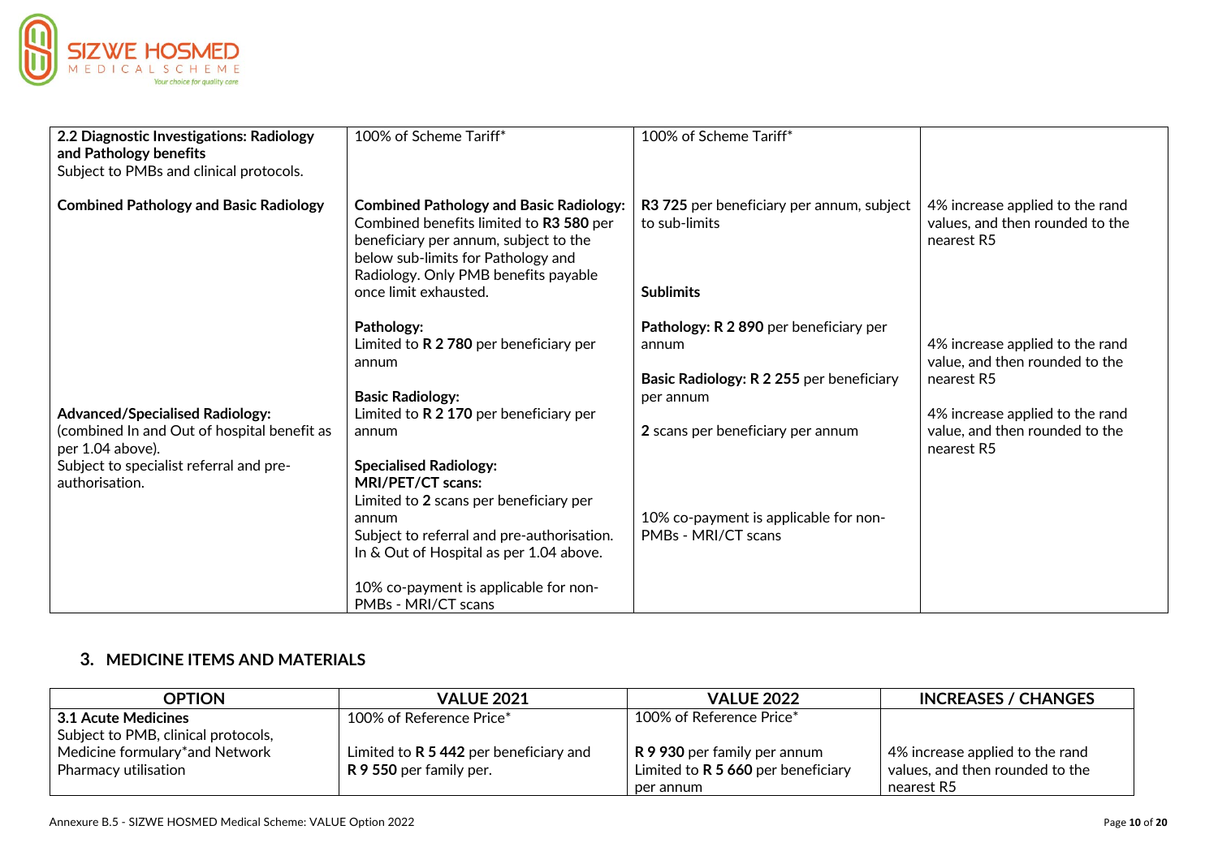| | | | |
|---|---|---|---|
| **2.2 Diagnostic Investigations: Radiology and Pathology benefits**<br>Subject to PMBs and clinical protocols. | 100% of Scheme Tariff* | 100% of Scheme Tariff* | |
| **Combined Pathology and Basic Radiology** | **Combined Pathology and Basic Radiology:** Combined benefits limited to **R3 580** per beneficiary per annum, subject to the below sub-limits for Pathology and Radiology. Only PMB benefits payable once limit exhausted. | **R3 725** per beneficiary per annum, subject to sub-limits<br><br>**Sublimits** | 4% increase applied to the rand values, and then rounded to the nearest R5 |
| | **Pathology:**<br>Limited to **R 2 780** per beneficiary per annum | **Pathology: R 2 890** per beneficiary per annum | 4% increase applied to the rand value, and then rounded to the nearest R5 |
| | **Basic Radiology:**<br>Limited to **R 2 170** per beneficiary per annum | **Basic Radiology: R 2 255** per beneficiary per annum | 4% increase applied to the rand value, and then rounded to the nearest R5 |
| **Advanced/Specialised Radiology:**<br>(combined In and Out of hospital benefit as per 1.04 above).<br>Subject to specialist referral and pre-authorisation. | **Specialised Radiology:**<br>**MRI/PET/CT scans:**<br>Limited to **2** scans per beneficiary per annum<br>Subject to referral and pre-authorisation. In & Out of Hospital as per 1.04 above.<br><br>10% co-payment is applicable for non-PMBs - MRI/CT scans | **2** scans per beneficiary per annum<br><br>10% co-payment is applicable for non-PMBs - MRI/CT scans | |

## 3. MEDICINE ITEMS AND MATERIALS

| OPTION | VALUE 2021 | VALUE 2022 | INCREASES / CHANGES |
|---|---|---|---|
| **3.1 Acute Medicines**<br>Subject to PMB, clinical protocols, Medicine formulary*and Network Pharmacy utilisation | 100% of Reference Price*<br><br>Limited to **R 5 442** per beneficiary and **R 9 550** per family per. | 100% of Reference Price*<br><br>**R 9 930** per family per annum<br>Limited to **R 5 660** per beneficiary per annum | 4% increase applied to the rand values, and then rounded to the nearest R5 |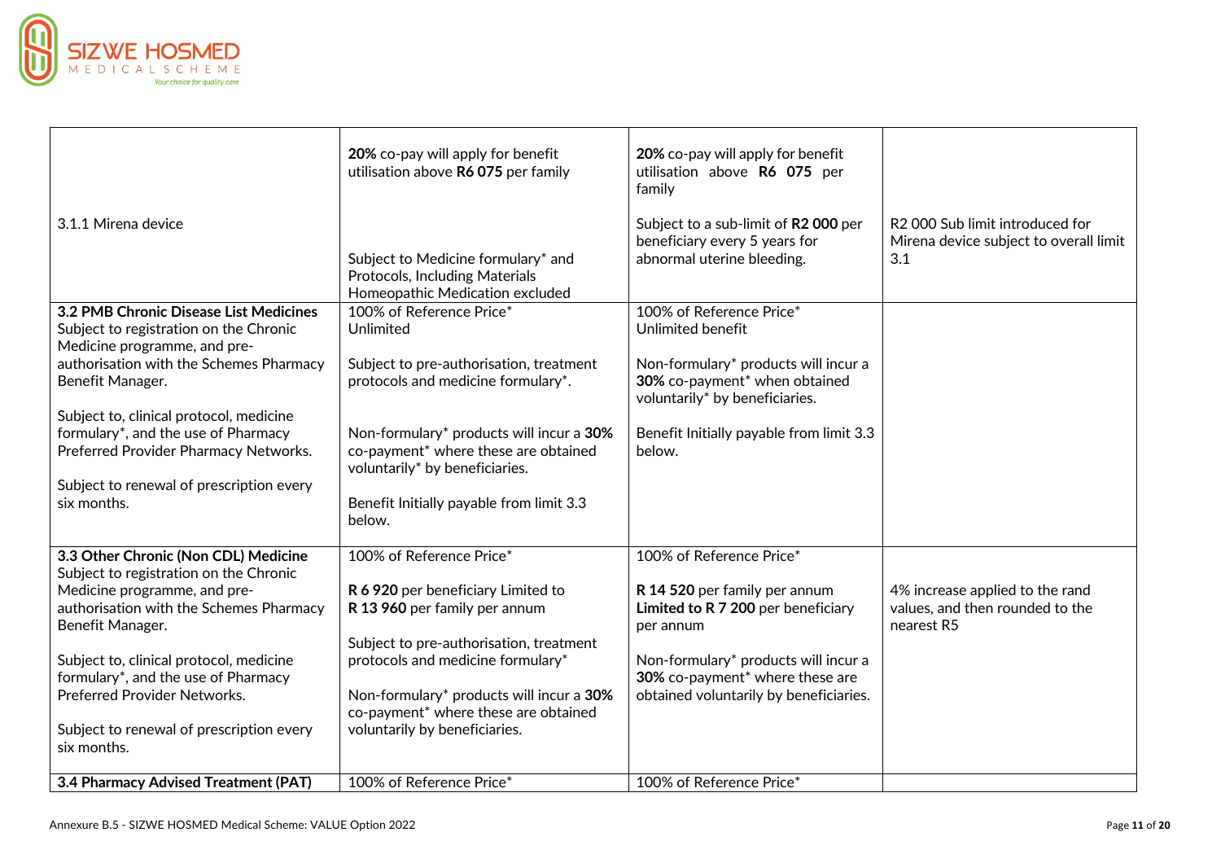| | | | |
|---|---|---|---|
| 3.1.1 Mirena device | **20%** co-pay will apply for benefit utilisation above **R6 075** per family<br><br>Subject to Medicine formulary* and Protocols, Including Materials Homeopathic Medication excluded | **20%** co-pay will apply for benefit utilisation above **R6 075** per family<br><br>Subject to a sub-limit of **R2 000** per beneficiary every 5 years for abnormal uterine bleeding. | R2 000 Sub limit introduced for Mirena device subject to overall limit 3.1 |
| **3.2 PMB Chronic Disease List Medicines**<br>Subject to registration on the Chronic Medicine programme, and pre-authorisation with the Schemes Pharmacy Benefit Manager.<br><br>Subject to, clinical protocol, medicine formulary*, and the use of Pharmacy Preferred Provider Pharmacy Networks.<br><br>Subject to renewal of prescription every six months. | 100% of Reference Price*<br>Unlimited<br><br>Subject to pre-authorisation, treatment protocols and medicine formulary*.<br><br>Non-formulary* products will incur a **30%** co-payment* where these are obtained voluntarily* by beneficiaries.<br><br>Benefit Initially payable from limit 3.3 below. | 100% of Reference Price*<br>Unlimited benefit<br><br>Non-formulary* products will incur a **30%** co-payment* when obtained voluntarily* by beneficiaries.<br><br>Benefit Initially payable from limit 3.3 below. | |
| **3.3 Other Chronic (Non CDL) Medicine**<br>Subject to registration on the Chronic Medicine programme, and pre-authorisation with the Schemes Pharmacy Benefit Manager.<br><br>Subject to, clinical protocol, medicine formulary*, and the use of Pharmacy Preferred Provider Networks.<br><br>Subject to renewal of prescription every six months. | 100% of Reference Price*<br><br>**R 6 920** per beneficiary Limited to **R 13 960** per family per annum<br><br>Subject to pre-authorisation, treatment protocols and medicine formulary*<br><br>Non-formulary* products will incur a **30%** co-payment* where these are obtained voluntarily by beneficiaries. | 100% of Reference Price*<br><br>**R 14 520** per family per annum **Limited to R 7 200** per beneficiary per annum<br><br>Non-formulary* products will incur a **30%** co-payment* where these are obtained voluntarily by beneficiaries. | 4% increase applied to the rand values, and then rounded to the nearest R5 |
| **3.4 Pharmacy Advised Treatment (PAT)** | 100% of Reference Price* | 100% of Reference Price* | |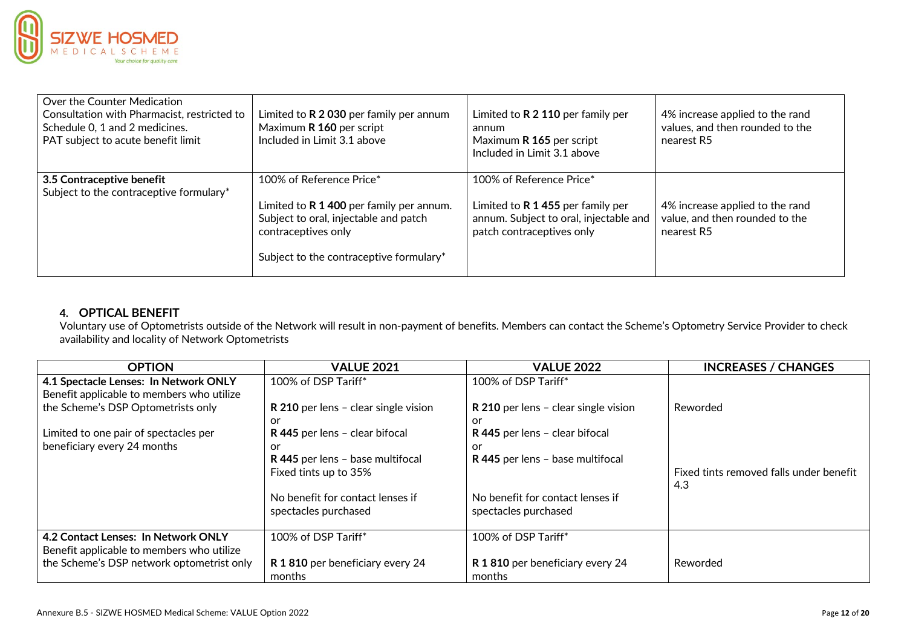| | | | |
|---|---|---|---|
| Over the Counter Medication<br>Consultation with Pharmacist, restricted to Schedule 0, 1 and 2 medicines.<br>PAT subject to acute benefit limit | Limited to **R 2 030** per family per annum<br>Maximum **R 160** per script<br>Included in Limit 3.1 above | Limited to **R 2 110** per family per annum<br>Maximum **R 165** per script<br>Included in Limit 3.1 above | 4% increase applied to the rand values, and then rounded to the nearest R5 |
| **3.5 Contraceptive benefit**<br>Subject to the contraceptive formulary* | 100% of Reference Price*<br><br>Limited to **R 1 400** per family per annum. Subject to oral, injectable and patch contraceptives only<br><br>Subject to the contraceptive formulary* | 100% of Reference Price*<br><br>Limited to **R 1 455** per family per annum. Subject to oral, injectable and patch contraceptives only | 4% increase applied to the rand value, and then rounded to the nearest R5 |

## 4. OPTICAL BENEFIT

Voluntary use of Optometrists outside of the Network will result in non-payment of benefits. Members can contact the Scheme's Optometry Service Provider to check availability and locality of Network Optometrists

| OPTION | VALUE 2021 | VALUE 2022 | INCREASES / CHANGES |
|---|---|---|---|
| **4.1 Spectacle Lenses: In Network ONLY**<br>Benefit applicable to members who utilize the Scheme's DSP Optometrists only<br><br>Limited to one pair of spectacles per beneficiary every 24 months | 100% of DSP Tariff*<br><br>**R 210** per lens – clear single vision<br>or<br>**R 445** per lens – clear bifocal<br>or<br>**R 445** per lens – base multifocal<br>Fixed tints up to 35%<br><br>No benefit for contact lenses if spectacles purchased | 100% of DSP Tariff*<br><br>**R 210** per lens – clear single vision<br>or<br>**R 445** per lens – clear bifocal<br>or<br>**R 445** per lens – base multifocal<br><br>No benefit for contact lenses if spectacles purchased | Reworded<br><br>Fixed tints removed falls under benefit 4.3 |
| **4.2 Contact Lenses: In Network ONLY**<br>Benefit applicable to members who utilize the Scheme's DSP network optometrist only | 100% of DSP Tariff*<br><br>**R 1 810** per beneficiary every 24 months | 100% of DSP Tariff*<br><br>**R 1 810** per beneficiary every 24 months | Reworded |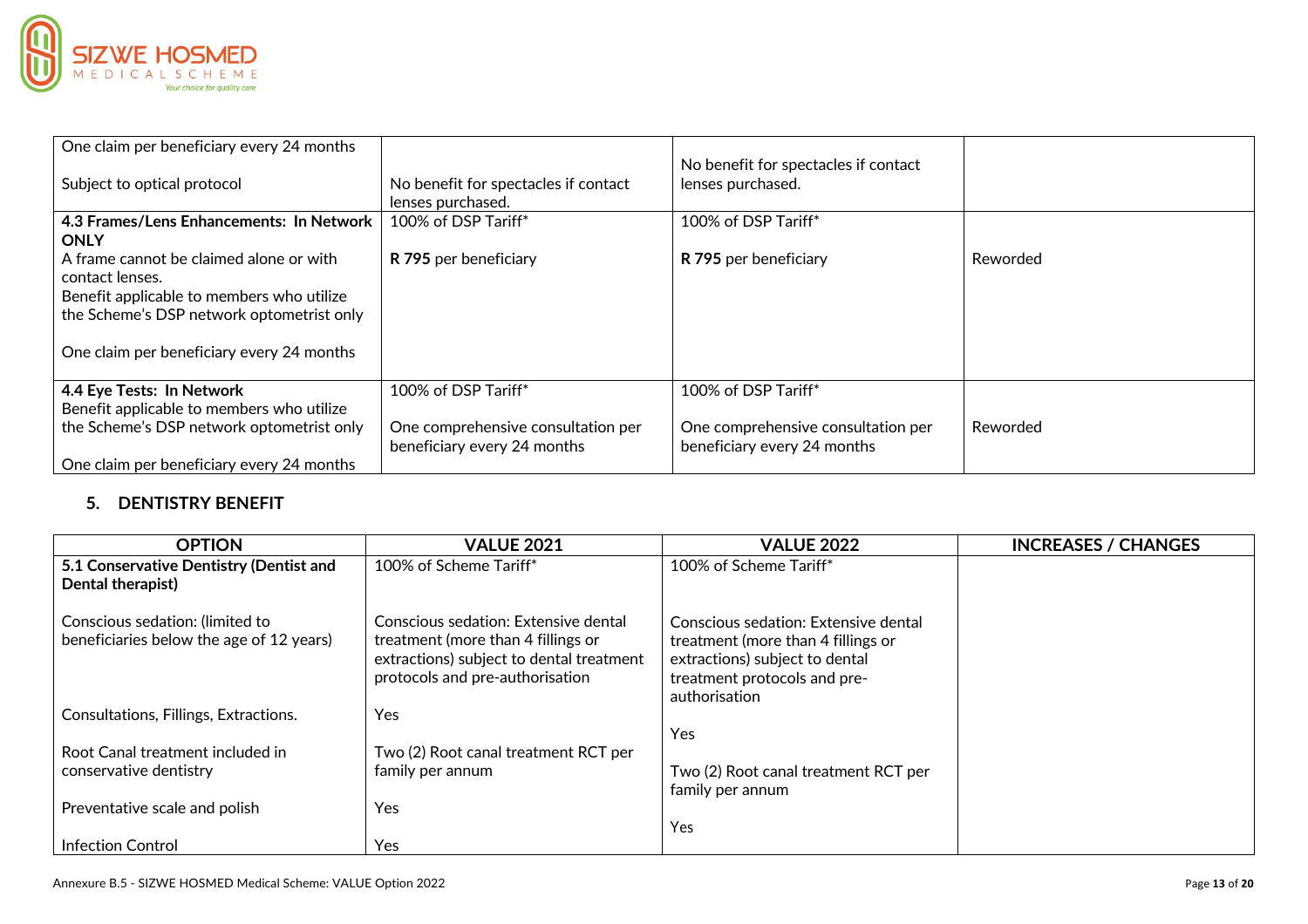| | | | |
|---|---|---|---|
| One claim per beneficiary every 24 months<br><br>Subject to optical protocol | No benefit for spectacles if contact lenses purchased. | No benefit for spectacles if contact lenses purchased. | |
| **4.3 Frames/Lens Enhancements: In Network ONLY**<br>A frame cannot be claimed alone or with contact lenses.<br>Benefit applicable to members who utilize the Scheme's DSP network optometrist only<br><br>One claim per beneficiary every 24 months | 100% of DSP Tariff*<br><br>**R 795** per beneficiary | 100% of DSP Tariff*<br><br>**R 795** per beneficiary | Reworded |
| **4.4 Eye Tests: In Network**<br>Benefit applicable to members who utilize the Scheme's DSP network optometrist only<br><br>One claim per beneficiary every 24 months | 100% of DSP Tariff*<br><br>One comprehensive consultation per beneficiary every 24 months | 100% of DSP Tariff*<br><br>One comprehensive consultation per beneficiary every 24 months | Reworded |

## 5. DENTISTRY BENEFIT

| OPTION | VALUE 2021 | VALUE 2022 | INCREASES / CHANGES |
|---|---|---|---|
| **5.1 Conservative Dentistry (Dentist and Dental therapist)**<br><br>Conscious sedation: (limited to beneficiaries below the age of 12 years)<br><br>Consultations, Fillings, Extractions.<br><br>Root Canal treatment included in conservative dentistry<br><br>Preventative scale and polish<br><br>Infection Control | 100% of Scheme Tariff*<br><br>Conscious sedation: Extensive dental treatment (more than 4 fillings or extractions) subject to dental treatment protocols and pre-authorisation<br><br>Yes<br><br>Two (2) Root canal treatment RCT per family per annum<br><br>Yes<br><br>Yes | 100% of Scheme Tariff*<br><br>Conscious sedation: Extensive dental treatment (more than 4 fillings or extractions) subject to dental treatment protocols and pre-authorisation<br><br>Yes<br><br>Two (2) Root canal treatment RCT per family per annum<br><br>Yes | |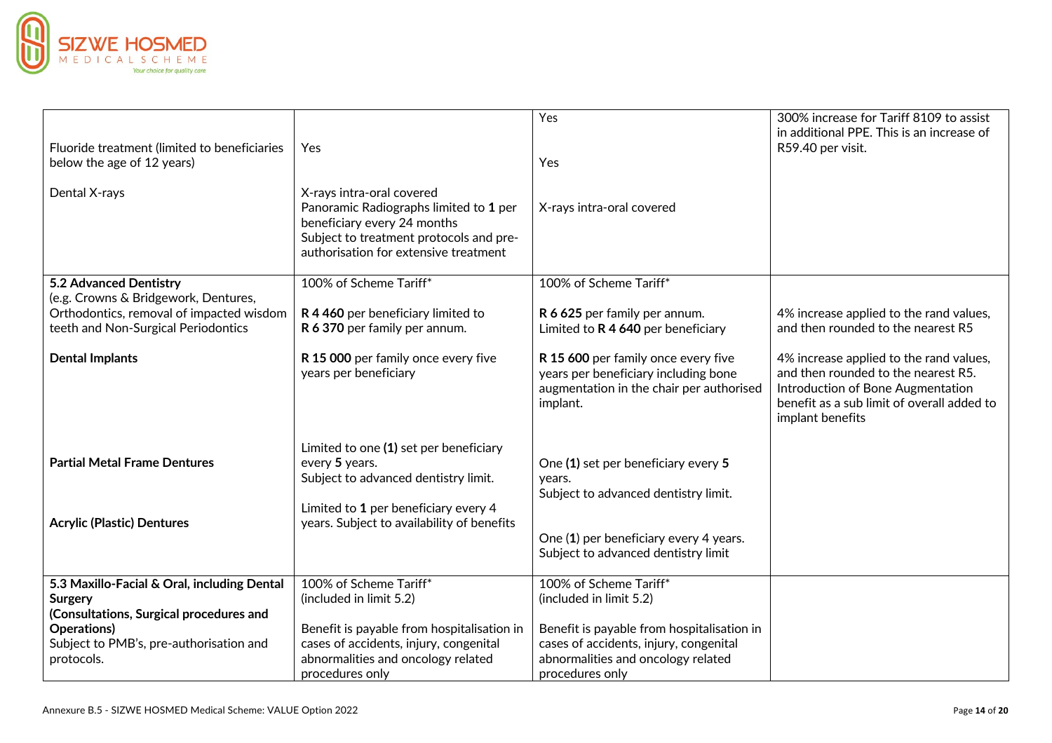| | | | |
|---|---|---|---|
| Fluoride treatment (limited to beneficiaries below the age of 12 years)<br><br>Dental X-rays | Yes<br><br>X-rays intra-oral covered<br>Panoramic Radiographs limited to **1** per beneficiary every 24 months<br>Subject to treatment protocols and pre-authorisation for extensive treatment | Yes<br><br>Yes<br><br>X-rays intra-oral covered | 300% increase for Tariff 8109 to assist in additional PPE. This is an increase of R59.40 per visit. |
| **5.2 Advanced Dentistry**<br>(e.g. Crowns & Bridgework, Dentures, Orthodontics, removal of impacted wisdom teeth and Non-Surgical Periodontics<br><br>**Dental Implants**<br><br>**Partial Metal Frame Dentures**<br><br>**Acrylic (Plastic) Dentures** | 100% of Scheme Tariff*<br><br>**R 4 460** per beneficiary limited to **R 6 370** per family per annum.<br><br>**R 15 000** per family once every five years per beneficiary<br><br>Limited to one **(1)** set per beneficiary every **5** years.<br>Subject to advanced dentistry limit.<br><br>Limited to **1** per beneficiary every 4 years. Subject to availability of benefits | 100% of Scheme Tariff*<br><br>**R 6 625** per family per annum.<br>Limited to **R 4 640** per beneficiary<br><br>**R 15 600** per family once every five years per beneficiary including bone augmentation in the chair per authorised implant.<br><br>One **(1)** set per beneficiary every **5** years.<br>Subject to advanced dentistry limit.<br><br>One (**1**) per beneficiary every 4 years.<br>Subject to advanced dentistry limit | 4% increase applied to the rand values, and then rounded to the nearest R5<br><br>4% increase applied to the rand values, and then rounded to the nearest R5.<br>Introduction of Bone Augmentation benefit as a sub limit of overall added to implant benefits |
| **5.3 Maxillo-Facial & Oral, including Dental Surgery**<br>**(Consultations, Surgical procedures and Operations)**<br>Subject to PMB's, pre-authorisation and protocols. | 100% of Scheme Tariff*<br>(included in limit 5.2)<br><br>Benefit is payable from hospitalisation in cases of accidents, injury, congenital abnormalities and oncology related procedures only | 100% of Scheme Tariff*<br>(included in limit 5.2)<br><br>Benefit is payable from hospitalisation in cases of accidents, injury, congenital abnormalities and oncology related procedures only | |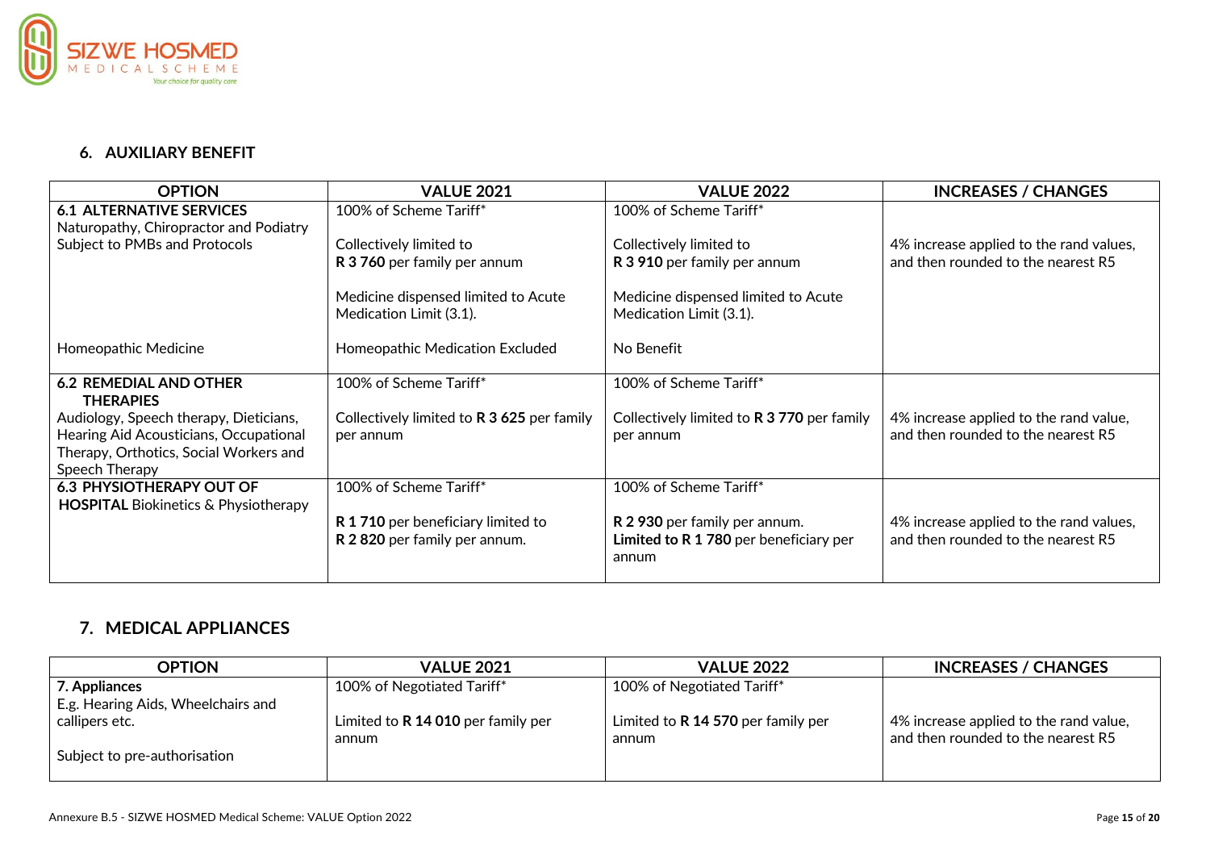## 6. AUXILIARY BENEFIT

| OPTION | VALUE 2021 | VALUE 2022 | INCREASES / CHANGES |
|---|---|---|---|
| **6.1 ALTERNATIVE SERVICES**<br>Naturopathy, Chiropractor and Podiatry<br>Subject to PMBs and Protocols<br><br><br><br><br>Homeopathic Medicine | 100% of Scheme Tariff*<br><br>Collectively limited to<br>**R 3 760** per family per annum<br><br>Medicine dispensed limited to Acute Medication Limit (3.1).<br><br>Homeopathic Medication Excluded | 100% of Scheme Tariff*<br><br>Collectively limited to<br>**R 3 910** per family per annum<br><br>Medicine dispensed limited to Acute Medication Limit (3.1).<br><br>No Benefit | 4% increase applied to the rand values, and then rounded to the nearest R5 |
| **6.2 REMEDIAL AND OTHER THERAPIES**<br>Audiology, Speech therapy, Dieticians, Hearing Aid Acousticians, Occupational Therapy, Orthotics, Social Workers and Speech Therapy | 100% of Scheme Tariff*<br><br>Collectively limited to **R 3 625** per family per annum | 100% of Scheme Tariff*<br><br>Collectively limited to **R 3 770** per family per annum | 4% increase applied to the rand value, and then rounded to the nearest R5 |
| **6.3 PHYSIOTHERAPY OUT OF HOSPITAL** Biokinetics & Physiotherapy | 100% of Scheme Tariff*<br><br>**R 1 710** per beneficiary limited to **R 2 820** per family per annum. | 100% of Scheme Tariff*<br><br>**R 2 930** per family per annum.<br>**Limited to R 1 780** per beneficiary per annum | 4% increase applied to the rand values, and then rounded to the nearest R5 |

## 7. MEDICAL APPLIANCES

| OPTION | VALUE 2021 | VALUE 2022 | INCREASES / CHANGES |
|---|---|---|---|
| **7. Appliances**<br>E.g. Hearing Aids, Wheelchairs and callipers etc.<br><br>Subject to pre-authorisation | 100% of Negotiated Tariff*<br><br>Limited to **R 14 010** per family per annum | 100% of Negotiated Tariff*<br><br>Limited to **R 14 570** per family per annum | 4% increase applied to the rand value, and then rounded to the nearest R5 |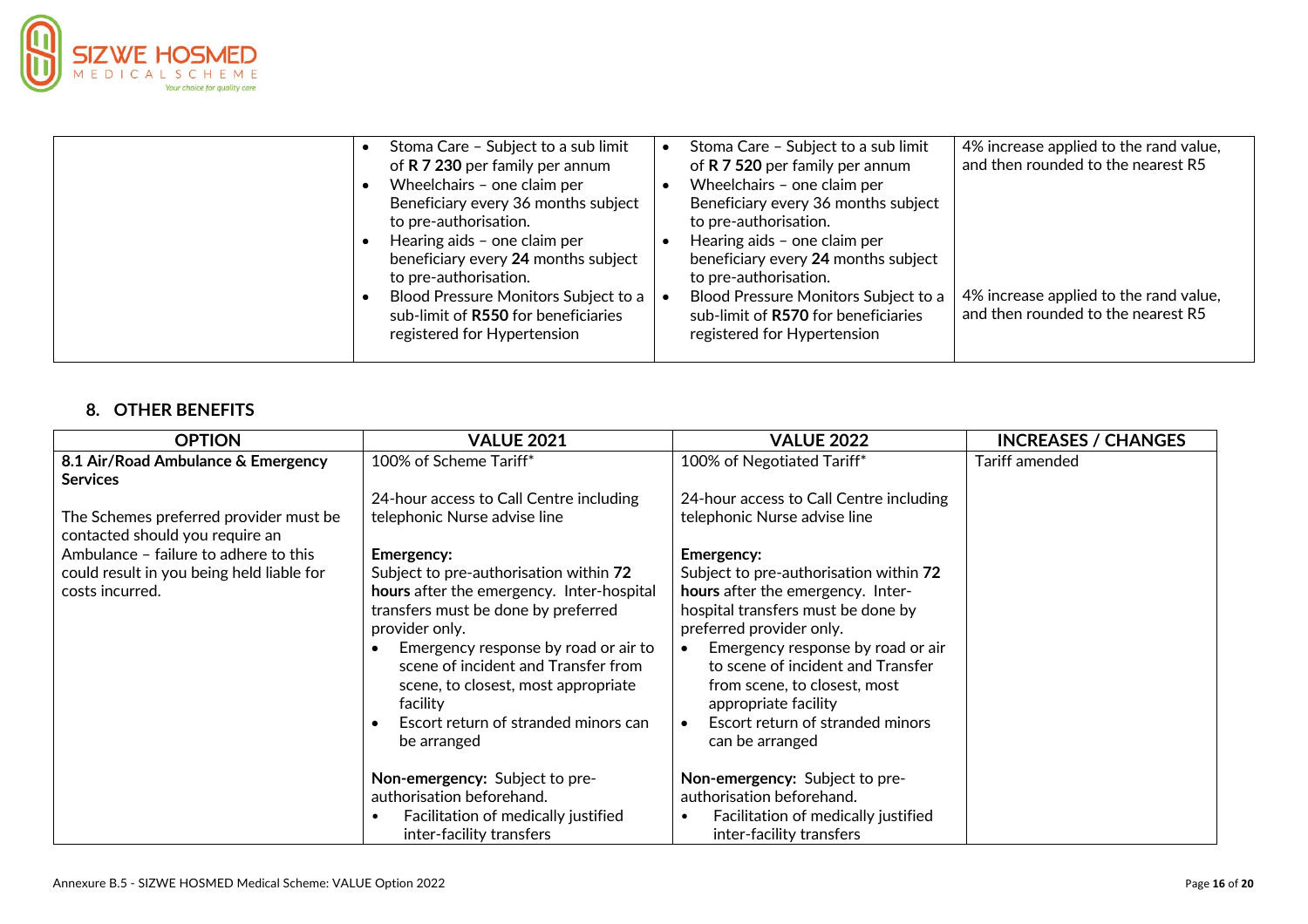| | | | |
|---|---|---|---|
| | • Stoma Care – Subject to a sub limit of **R 7 230** per family per annum<br>• Wheelchairs – one claim per Beneficiary every 36 months subject to pre-authorisation.<br>• Hearing aids – one claim per beneficiary every **24** months subject to pre-authorisation.<br>• Blood Pressure Monitors Subject to a sub-limit of **R550** for beneficiaries registered for Hypertension | • Stoma Care – Subject to a sub limit of **R 7 520** per family per annum<br>• Wheelchairs – one claim per Beneficiary every 36 months subject to pre-authorisation.<br>• Hearing aids – one claim per beneficiary every **24** months subject to pre-authorisation.<br>• Blood Pressure Monitors Subject to a sub-limit of **R570** for beneficiaries registered for Hypertension | 4% increase applied to the rand value, and then rounded to the nearest R5<br><br>4% increase applied to the rand value, and then rounded to the nearest R5 |

## 8. OTHER BENEFITS

| OPTION | VALUE 2021 | VALUE 2022 | INCREASES / CHANGES |
|---|---|---|---|
| **8.1 Air/Road Ambulance & Emergency Services**<br><br>The Schemes preferred provider must be contacted should you require an Ambulance – failure to adhere to this could result in you being held liable for costs incurred. | 100% of Scheme Tariff*<br><br>24-hour access to Call Centre including telephonic Nurse advise line<br><br>**Emergency:**<br>Subject to pre-authorisation within **72 hours** after the emergency. Inter-hospital transfers must be done by preferred provider only.<br>• Emergency response by road or air to scene of incident and Transfer from scene, to closest, most appropriate facility<br>• Escort return of stranded minors can be arranged<br><br>**Non-emergency:** Subject to pre-authorisation beforehand.<br>• Facilitation of medically justified inter-facility transfers | 100% of Negotiated Tariff*<br><br>24-hour access to Call Centre including telephonic Nurse advise line<br><br>**Emergency:**<br>Subject to pre-authorisation within **72 hours** after the emergency. Inter-hospital transfers must be done by preferred provider only.<br>• Emergency response by road or air to scene of incident and Transfer from scene, to closest, most appropriate facility<br>• Escort return of stranded minors can be arranged<br><br>**Non-emergency:** Subject to pre-authorisation beforehand.<br>• Facilitation of medically justified inter-facility transfers | Tariff amended |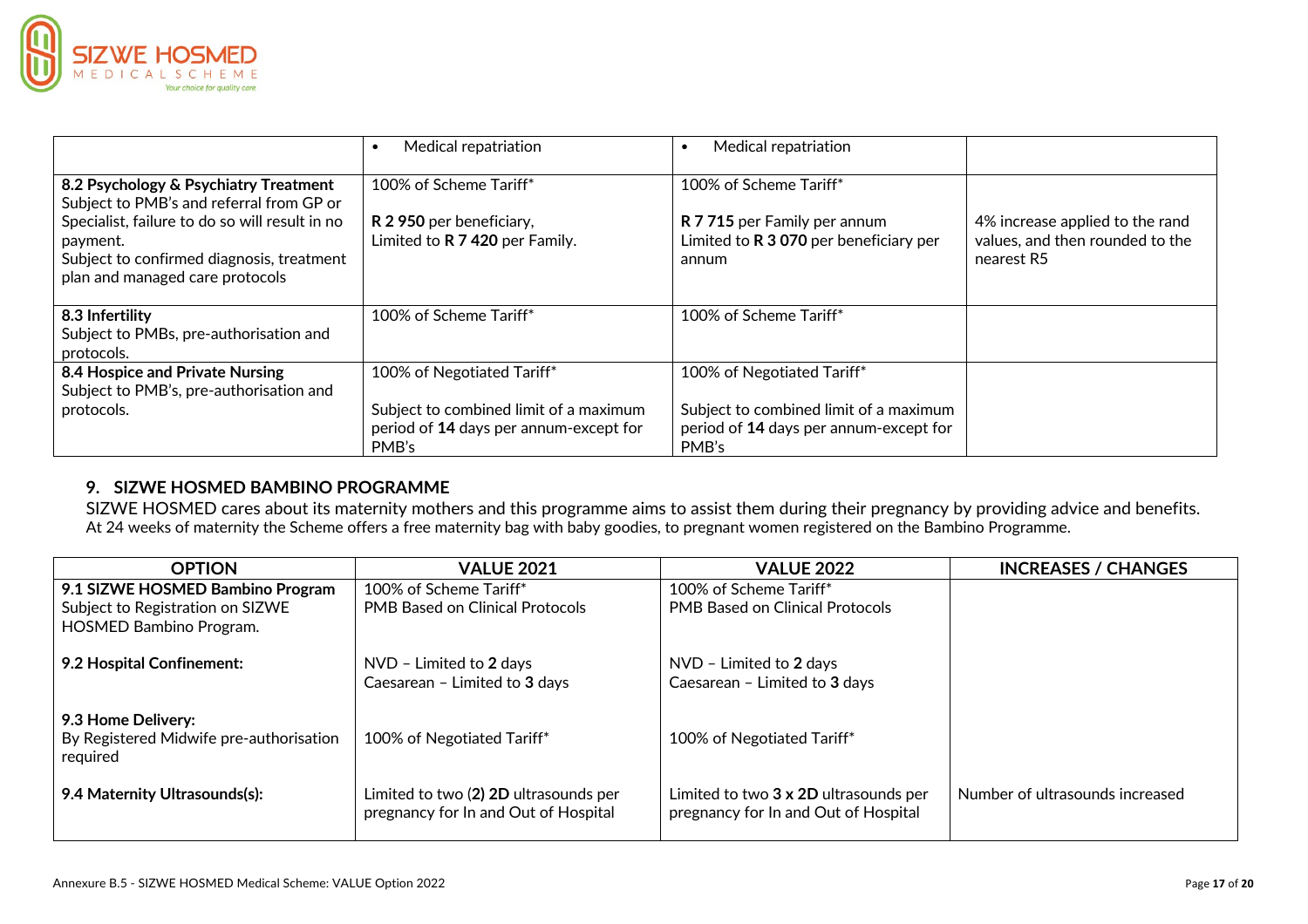| | | | |
|---|---|---|---|
| | • Medical repatriation | • Medical repatriation | |
| **8.2 Psychology & Psychiatry Treatment**<br>Subject to PMB's and referral from GP or Specialist, failure to do so will result in no payment.<br>Subject to confirmed diagnosis, treatment plan and managed care protocols | 100% of Scheme Tariff*<br><br>**R 2 950** per beneficiary,<br>Limited to **R 7 420** per Family. | 100% of Scheme Tariff*<br><br>**R 7 715** per Family per annum<br>Limited to **R 3 070** per beneficiary per annum | 4% increase applied to the rand values, and then rounded to the nearest R5 |
| **8.3 Infertility**<br>Subject to PMBs, pre-authorisation and protocols. | 100% of Scheme Tariff* | 100% of Scheme Tariff* | |
| **8.4 Hospice and Private Nursing**<br>Subject to PMB's, pre-authorisation and protocols. | 100% of Negotiated Tariff*<br><br>Subject to combined limit of a maximum period of **14** days per annum-except for PMB's | 100% of Negotiated Tariff*<br><br>Subject to combined limit of a maximum period of **14** days per annum-except for PMB's | |

## 9. SIZWE HOSMED BAMBINO PROGRAMME

SIZWE HOSMED cares about its maternity mothers and this programme aims to assist them during their pregnancy by providing advice and benefits.
At 24 weeks of maternity the Scheme offers a free maternity bag with baby goodies, to pregnant women registered on the Bambino Programme.

| OPTION | VALUE 2021 | VALUE 2022 | INCREASES / CHANGES |
|---|---|---|---|
| **9.1 SIZWE HOSMED Bambino Program**<br>Subject to Registration on SIZWE HOSMED Bambino Program. | 100% of Scheme Tariff*<br>PMB Based on Clinical Protocols | 100% of Scheme Tariff*<br>PMB Based on Clinical Protocols | |
| **9.2 Hospital Confinement:** | NVD – Limited to **2** days<br>Caesarean – Limited to **3** days | NVD – Limited to **2** days<br>Caesarean – Limited to **3** days | |
| **9.3 Home Delivery:**<br>By Registered Midwife pre-authorisation required | 100% of Negotiated Tariff* | 100% of Negotiated Tariff* | |
| **9.4 Maternity Ultrasounds(s):** | Limited to two **(2) 2D** ultrasounds per pregnancy for In and Out of Hospital | Limited to two **3 x 2D** ultrasounds per pregnancy for In and Out of Hospital | Number of ultrasounds increased |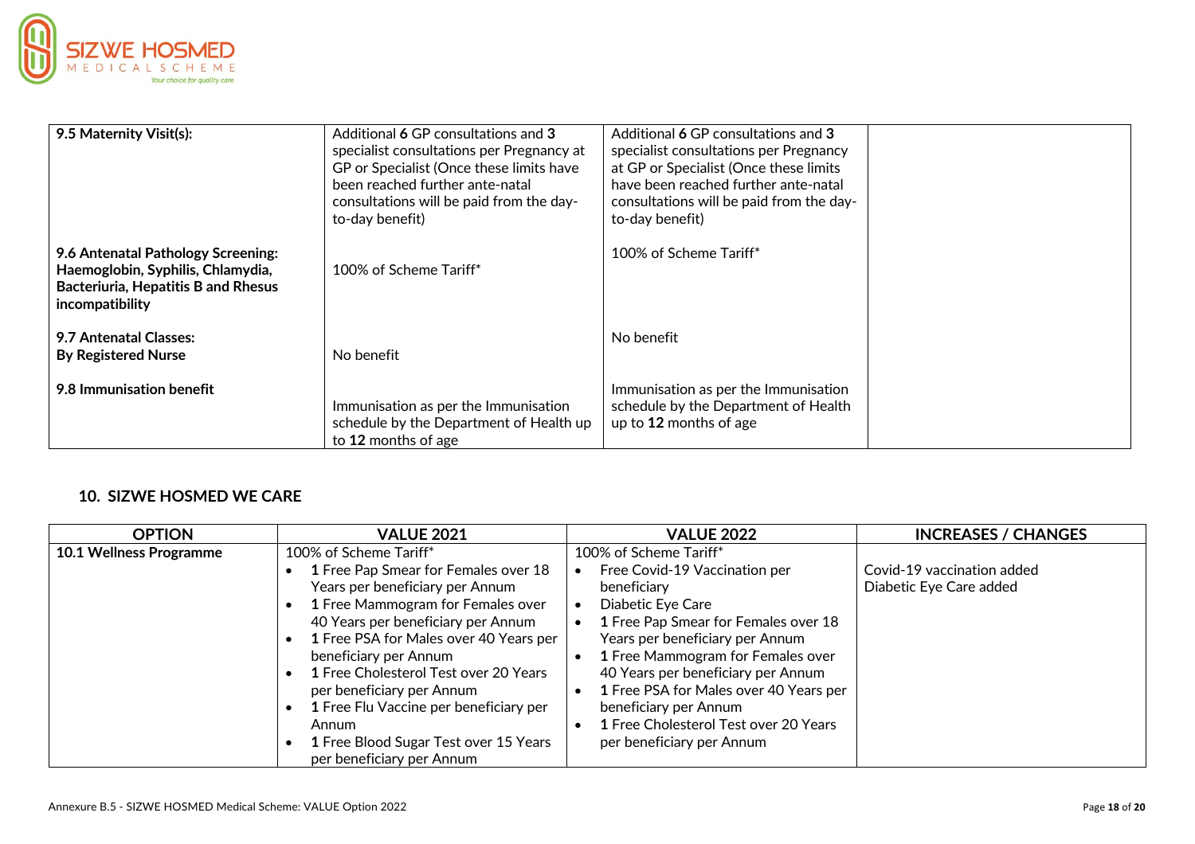| | | | |
|---|---|---|---|
| **9.5 Maternity Visit(s):** | Additional **6** GP consultations and **3** specialist consultations per Pregnancy at GP or Specialist (Once these limits have been reached further ante-natal consultations will be paid from the day-to-day benefit) | Additional **6** GP consultations and **3** specialist consultations per Pregnancy at GP or Specialist (Once these limits have been reached further ante-natal consultations will be paid from the day-to-day benefit) | |
| **9.6 Antenatal Pathology Screening: Haemoglobin, Syphilis, Chlamydia, Bacteriuria, Hepatitis B and Rhesus incompatibility** | 100% of Scheme Tariff* | 100% of Scheme Tariff* | |
| **9.7 Antenatal Classes: By Registered Nurse** | No benefit | No benefit | |
| **9.8 Immunisation benefit** | Immunisation as per the Immunisation schedule by the Department of Health up to **12** months of age | Immunisation as per the Immunisation schedule by the Department of Health up to **12** months of age | |

## 10. SIZWE HOSMED WE CARE

| OPTION | VALUE 2021 | VALUE 2022 | INCREASES / CHANGES |
|---|---|---|---|
| **10.1 Wellness Programme** | 100% of Scheme Tariff*<br>• **1** Free Pap Smear for Females over 18 Years per beneficiary per Annum<br>• **1** Free Mammogram for Females over 40 Years per beneficiary per Annum<br>• **1** Free PSA for Males over 40 Years per beneficiary per Annum<br>• **1** Free Cholesterol Test over 20 Years per beneficiary per Annum<br>• **1** Free Flu Vaccine per beneficiary per Annum<br>• **1** Free Blood Sugar Test over 15 Years per beneficiary per Annum | 100% of Scheme Tariff*<br>• Free Covid-19 Vaccination per beneficiary<br>• Diabetic Eye Care<br>• **1** Free Pap Smear for Females over 18 Years per beneficiary per Annum<br>• **1** Free Mammogram for Females over 40 Years per beneficiary per Annum<br>• **1** Free PSA for Males over 40 Years per beneficiary per Annum<br>• **1** Free Cholesterol Test over 20 Years per beneficiary per Annum | Covid-19 vaccination added<br>Diabetic Eye Care added |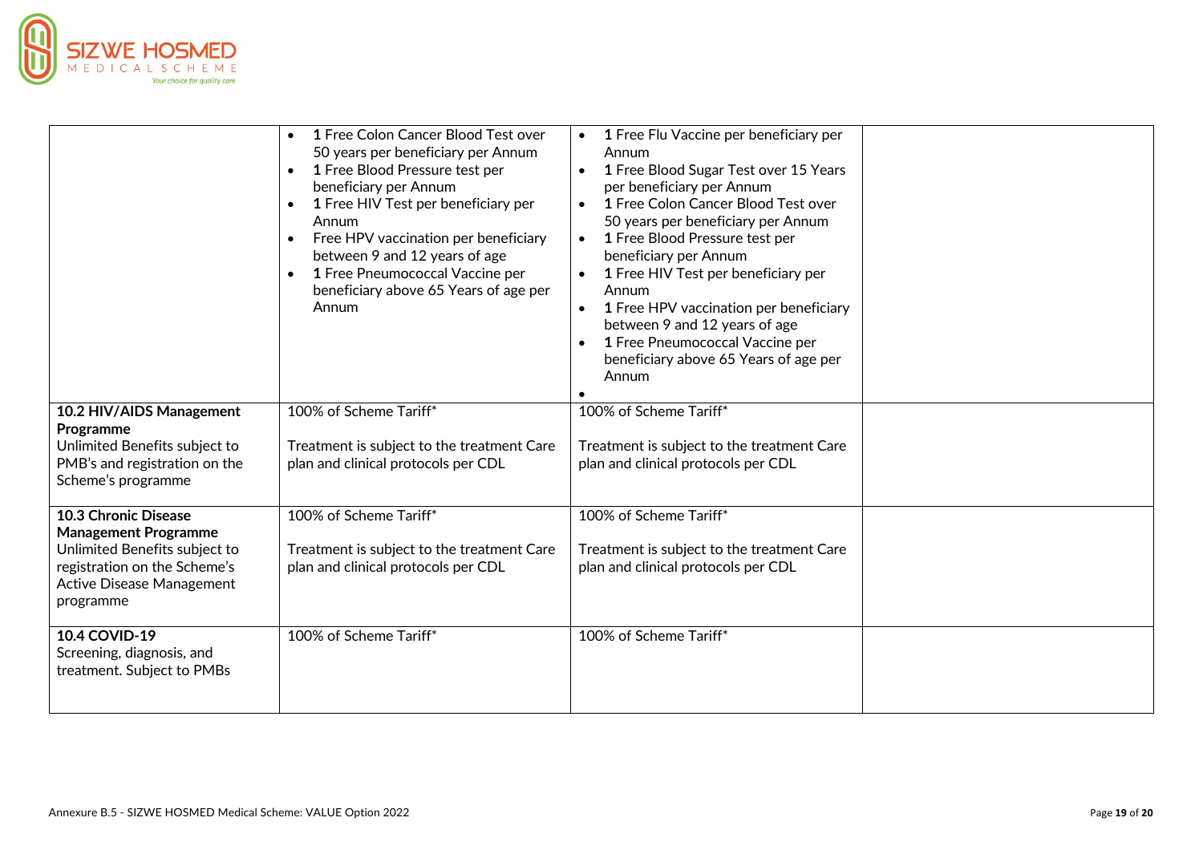| | | | |
|---|---|---|---|
| | • 1 Free Colon Cancer Blood Test over 50 years per beneficiary per Annum<br>• 1 Free Blood Pressure test per beneficiary per Annum<br>• 1 Free HIV Test per beneficiary per Annum<br>• Free HPV vaccination per beneficiary between 9 and 12 years of age<br>• 1 Free Pneumococcal Vaccine per beneficiary above 65 Years of age per Annum | • 1 Free Flu Vaccine per beneficiary per Annum<br>• 1 Free Blood Sugar Test over 15 Years per beneficiary per Annum<br>• 1 Free Colon Cancer Blood Test over 50 years per beneficiary per Annum<br>• 1 Free Blood Pressure test per beneficiary per Annum<br>• 1 Free HIV Test per beneficiary per Annum<br>• 1 Free HPV vaccination per beneficiary between 9 and 12 years of age<br>• 1 Free Pneumococcal Vaccine per beneficiary above 65 Years of age per Annum<br>• | |
| **10.2 HIV/AIDS Management Programme**<br>Unlimited Benefits subject to PMB's and registration on the Scheme's programme | 100% of Scheme Tariff*<br><br>Treatment is subject to the treatment Care plan and clinical protocols per CDL | 100% of Scheme Tariff*<br><br>Treatment is subject to the treatment Care plan and clinical protocols per CDL | |
| **10.3 Chronic Disease Management Programme**<br>Unlimited Benefits subject to registration on the Scheme's Active Disease Management programme | 100% of Scheme Tariff*<br><br>Treatment is subject to the treatment Care plan and clinical protocols per CDL | 100% of Scheme Tariff*<br><br>Treatment is subject to the treatment Care plan and clinical protocols per CDL | |
| **10.4 COVID-19**<br>Screening, diagnosis, and treatment. Subject to PMBs | 100% of Scheme Tariff* | 100% of Scheme Tariff* | |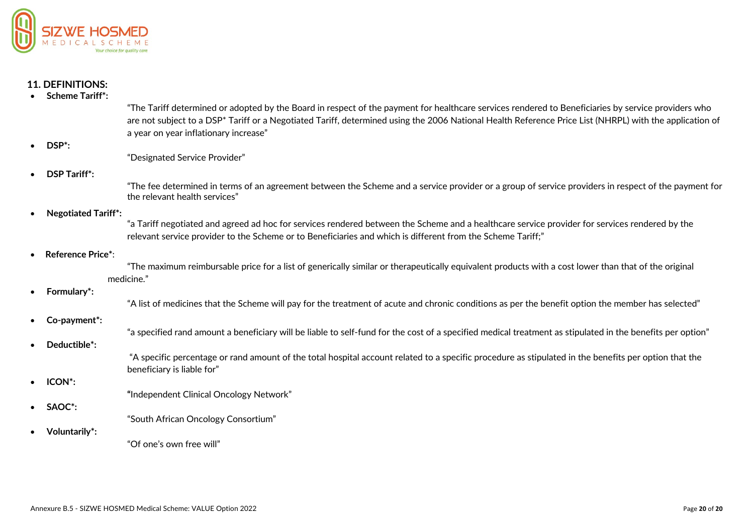## 11. DEFINITIONS:

- **Scheme Tariff*:**

  "The Tariff determined or adopted by the Board in respect of the payment for healthcare services rendered to Beneficiaries by service providers who are not subject to a DSP* Tariff or a Negotiated Tariff, determined using the 2006 National Health Reference Price List (NHRPL) with the application of a year on year inflationary increase"

- **DSP*:**

  "Designated Service Provider"

- **DSP Tariff*:**

  "The fee determined in terms of an agreement between the Scheme and a service provider or a group of service providers in respect of the payment for the relevant health services"

- **Negotiated Tariff*:**

  "a Tariff negotiated and agreed ad hoc for services rendered between the Scheme and a healthcare service provider for services rendered by the relevant service provider to the Scheme or to Beneficiaries and which is different from the Scheme Tariff;"

- **Reference Price*:**

  "The maximum reimbursable price for a list of generically similar or therapeutically equivalent products with a cost lower than that of the original medicine."

- **Formulary*:**

  "A list of medicines that the Scheme will pay for the treatment of acute and chronic conditions as per the benefit option the member has selected"

- **Co-payment*:**

  "a specified rand amount a beneficiary will be liable to self-fund for the cost of a specified medical treatment as stipulated in the benefits per option"

- **Deductible*:**

  "A specific percentage or rand amount of the total hospital account related to a specific procedure as stipulated in the benefits per option that the beneficiary is liable for"

- **ICON*:**

  "Independent Clinical Oncology Network"

- **SAOC*:**

  "South African Oncology Consortium"

- **Voluntarily*:**

  "Of one's own free will"